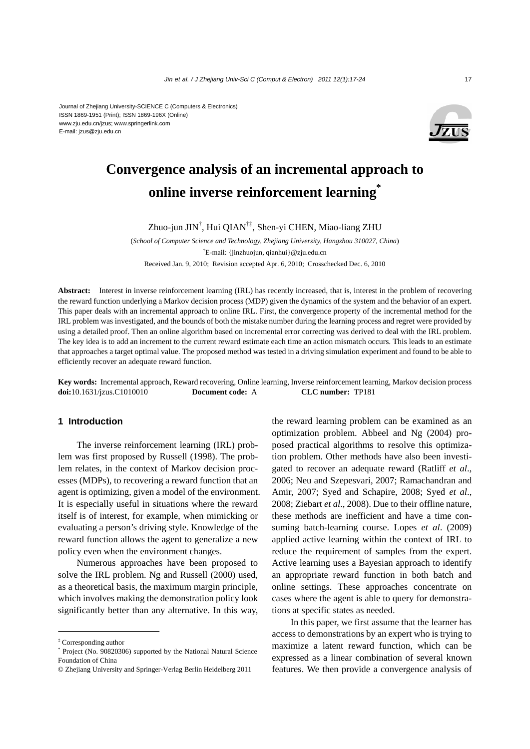Journal of Zhejiang University-SCIENCE C (Computers & Electronics)
ISSN 1869-1951 (Print); ISSN 1869-196X (Online)
www.zju.edu.cn/jzus; www.springerlink.com
E-mail: jzus@zju.edu.cn

# Convergence analysis of an incremental approach to online inverse reinforcement learning*

Zhuo-jun JIN[†], Hui QIAN[†‡], Shen-yi CHEN, Miao-liang ZHU

(*School of Computer Science and Technology, Zhejiang University, Hangzhou 310027, China*)

[†]E-mail: {jinzhuojun, qianhui}@zju.edu.cn

Received Jan. 9, 2010; Revision accepted Apr. 6, 2010; Crosschecked Dec. 6, 2010

**Abstract:** Interest in inverse reinforcement learning (IRL) has recently increased, that is, interest in the problem of recovering the reward function underlying a Markov decision process (MDP) given the dynamics of the system and the behavior of an expert. This paper deals with an incremental approach to online IRL. First, the convergence property of the incremental method for the IRL problem was investigated, and the bounds of both the mistake number during the learning process and regret were provided by using a detailed proof. Then an online algorithm based on incremental error correcting was derived to deal with the IRL problem. The key idea is to add an increment to the current reward estimate each time an action mismatch occurs. This leads to an estimate that approaches a target optimal value. The proposed method was tested in a driving simulation experiment and found to be able to efficiently recover an adequate reward function.

**Key words:** Incremental approach, Reward recovering, Online learning, Inverse reinforcement learning, Markov decision process
**doi:**10.1631/jzus.C1010010 **Document code:** A **CLC number:** TP181

## 1 Introduction

The inverse reinforcement learning (IRL) problem was first proposed by Russell (1998). The problem relates, in the context of Markov decision processes (MDPs), to recovering a reward function that an agent is optimizing, given a model of the environment. It is especially useful in situations where the reward itself is of interest, for example, when mimicking or evaluating a person's driving style. Knowledge of the reward function allows the agent to generalize a new policy even when the environment changes.

Numerous approaches have been proposed to solve the IRL problem. Ng and Russell (2000) used, as a theoretical basis, the maximum margin principle, which involves making the demonstration policy look significantly better than any alternative. In this way, the reward learning problem can be examined as an optimization problem. Abbeel and Ng (2004) proposed practical algorithms to resolve this optimization problem. Other methods have also been investigated to recover an adequate reward (Ratliff *et al*., 2006; Neu and Szepesvari, 2007; Ramachandran and Amir, 2007; Syed and Schapire, 2008; Syed *et al*., 2008; Ziebart *et al*., 2008). Due to their offline nature, these methods are inefficient and have a time consuming batch-learning course. Lopes *et al*. (2009) applied active learning within the context of IRL to reduce the requirement of samples from the expert. Active learning uses a Bayesian approach to identify an appropriate reward function in both batch and online settings. These approaches concentrate on cases where the agent is able to query for demonstrations at specific states as needed.

In this paper, we first assume that the learner has access to demonstrations by an expert who is trying to maximize a latent reward function, which can be expressed as a linear combination of several known features. We then provide a convergence analysis of

‡ Corresponding author
* Project (No. 90820306) supported by the National Natural Science Foundation of China
© Zhejiang University and Springer-Verlag Berlin Heidelberg 2011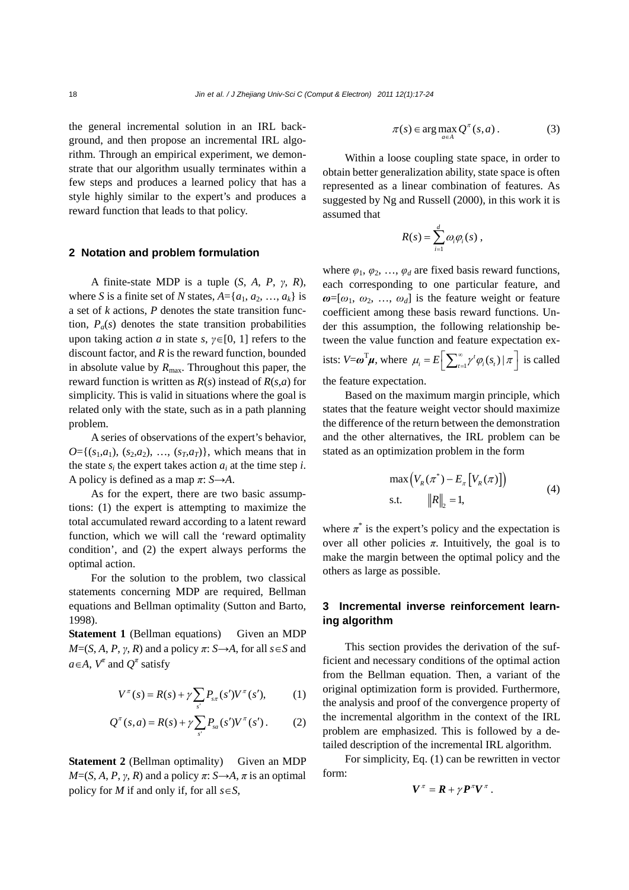the general incremental solution in an IRL background, and then propose an incremental IRL algorithm. Through an empirical experiment, we demonstrate that our algorithm usually terminates within a few steps and produces a learned policy that has a style highly similar to the expert's and produces a reward function that leads to that policy.

## 2 Notation and problem formulation

A finite-state MDP is a tuple ($S$, $A$, $P$, $\gamma$, $R$), where $S$ is a finite set of $N$ states, $A=\{a_1, a_2, \ldots, a_k\}$ is a set of $k$ actions, $P$ denotes the state transition function, $P_a(s)$ denotes the state transition probabilities upon taking action $a$ in state $s$, $\gamma\in[0, 1]$ refers to the discount factor, and $R$ is the reward function, bounded in absolute value by $R_{\max}$. Throughout this paper, the reward function is written as $R(s)$ instead of $R(s,a)$ for simplicity. This is valid in situations where the goal is related only with the state, such as in a path planning problem.

A series of observations of the expert's behavior, $O=\{(s_1,a_1), (s_2,a_2), \ldots, (s_T,a_T)\}$, which means that in the state $s_i$ the expert takes action $a_i$ at the time step $i$. A policy is defined as a map $\pi$: $S\rightarrow A$.

As for the expert, there are two basic assumptions: (1) the expert is attempting to maximize the total accumulated reward according to a latent reward function, which we will call the 'reward optimality condition', and (2) the expert always performs the optimal action.

For the solution to the problem, two classical statements concerning MDP are required, Bellman equations and Bellman optimality (Sutton and Barto, 1998).

**Statement 1** (Bellman equations) Given an MDP $M=(S, A, P, \gamma, R)$ and a policy $\pi$: $S\rightarrow A$, for all $s\in S$ and $a\in A$, $V^{\pi}$ and $Q^{\pi}$ satisfy

$$V^{\pi}(s) = R(s) + \gamma \sum_{s'} P_{s\pi}(s')V^{\pi}(s'), \tag{1}$$

$$Q^{\pi}(s,a) = R(s) + \gamma \sum_{s'} P_{sa}(s')V^{\pi}(s'). \tag{2}$$

**Statement 2** (Bellman optimality) Given an MDP $M=(S, A, P, \gamma, R)$ and a policy $\pi$: $S\rightarrow A$, $\pi$ is an optimal policy for $M$ if and only if, for all $s\in S$,

$$\pi(s) \in \arg\max_{a\in A} Q^{\pi}(s,a). \tag{3}$$

Within a loose coupling state space, in order to obtain better generalization ability, state space is often represented as a linear combination of features. As suggested by Ng and Russell (2000), in this work it is assumed that

$$R(s) = \sum_{i=1}^{d} \omega_i \varphi_i(s),$$

where $\varphi_1, \varphi_2, \ldots, \varphi_d$ are fixed basis reward functions, each corresponding to one particular feature, and $\boldsymbol{\omega}=[\omega_1, \omega_2, \ldots, \omega_d]$ is the feature weight or feature coefficient among these basis reward functions. Under this assumption, the following relationship between the value function and feature expectation exists: $V=\boldsymbol{\omega}^{\mathrm{T}}\boldsymbol{\mu}$, where $\mu_i = E\left[\sum_{t=1}^{\infty}\gamma^t\varphi_i(s_t)\,|\,\pi\right]$ is called the feature expectation.

Based on the maximum margin principle, which states that the feature weight vector should maximize the difference of the return between the demonstration and the other alternatives, the IRL problem can be stated as an optimization problem in the form

$$\begin{aligned} &\max\left(V_R(\pi^*) - E_{\pi}\left[V_R(\pi)\right]\right) \\ &\text{s.t.} \qquad \|R\|_2 = 1, \end{aligned} \tag{4}$$

where $\pi^*$ is the expert's policy and the expectation is over all other policies $\pi$. Intuitively, the goal is to make the margin between the optimal policy and the others as large as possible.

## 3 Incremental inverse reinforcement learning algorithm

This section provides the derivation of the sufficient and necessary conditions of the optimal action from the Bellman equation. Then, a variant of the original optimization form is provided. Furthermore, the analysis and proof of the convergence property of the incremental algorithm in the context of the IRL problem are emphasized. This is followed by a detailed description of the incremental IRL algorithm.

For simplicity, Eq. (1) can be rewritten in vector form:

$$\boldsymbol{V}^{\pi} = \boldsymbol{R} + \gamma \boldsymbol{P}^{\pi}\boldsymbol{V}^{\pi}.$$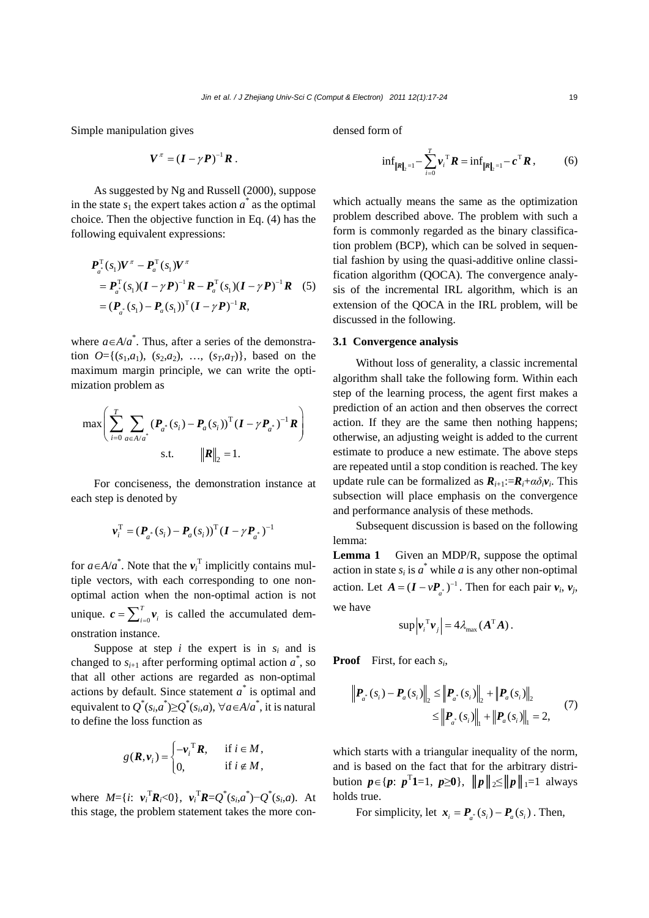Simple manipulation gives

$$\boldsymbol{V}^{\pi} = (\boldsymbol{I} - \gamma \boldsymbol{P})^{-1}\boldsymbol{R}.$$

As suggested by Ng and Russell (2000), suppose in the state $s_1$ the expert takes action $a^*$ as the optimal choice. Then the objective function in Eq. (4) has the following equivalent expressions:

$$\begin{aligned} &\boldsymbol{P}_{a^*}^{\mathrm{T}}(s_1)\boldsymbol{V}^{\pi} - \boldsymbol{P}_a^{\mathrm{T}}(s_1)\boldsymbol{V}^{\pi} \\ &= \boldsymbol{P}_{a^*}^{\mathrm{T}}(s_1)(\boldsymbol{I}-\gamma\boldsymbol{P})^{-1}\boldsymbol{R} - \boldsymbol{P}_a^{\mathrm{T}}(s_1)(\boldsymbol{I}-\gamma\boldsymbol{P})^{-1}\boldsymbol{R} \\ &= (\boldsymbol{P}_{a^*}(s_1) - \boldsymbol{P}_a(s_1))^{\mathrm{T}}(\boldsymbol{I}-\gamma\boldsymbol{P})^{-1}\boldsymbol{R}, \end{aligned} \quad (5)$$

where $a \in A/a^*$. Thus, after a series of the demonstration $O=\{(s_1,a_1), (s_2,a_2), \ldots, (s_T,a_T)\}$, based on the maximum margin principle, we can write the optimization problem as

$$\max\left(\sum_{i=0}^{T}\sum_{a\in A/a^*}(\boldsymbol{P}_{a^*}(s_i) - \boldsymbol{P}_a(s_i))^{\mathrm{T}}(\boldsymbol{I}-\gamma\boldsymbol{P}_{a^*})^{-1}\boldsymbol{R}\right) \quad \text{s.t.} \quad \|\boldsymbol{R}\|_2 = 1.$$

For conciseness, the demonstration instance at each step is denoted by

$$\boldsymbol{v}_i^{\mathrm{T}} = (\boldsymbol{P}_{a^*}(s_i) - \boldsymbol{P}_a(s_i))^{\mathrm{T}}(\boldsymbol{I}-\gamma\boldsymbol{P}_{a^*})^{-1}$$

for $a \in A/a^*$. Note that the $\boldsymbol{v}_i^{\mathrm{T}}$ implicitly contains multiple vectors, with each corresponding to one non-optimal action when the non-optimal action is not unique. $\boldsymbol{c} = \sum_{i=0}^{T}\boldsymbol{v}_i$ is called the accumulated demonstration instance.

Suppose at step $i$ the expert is in $s_i$ and is changed to $s_{i+1}$ after performing optimal action $a^*$, so that all other actions are regarded as non-optimal actions by default. Since statement $a^*$ is optimal and equivalent to $Q^*(s_i,a^*) \geq Q^*(s_i,a)$, $\forall a \in A/a^*$, it is natural to define the loss function as

$$g(\boldsymbol{R},\boldsymbol{v}_i) = \begin{cases} -\boldsymbol{v}_i^{\mathrm{T}}\boldsymbol{R}, & \text{if } i \in M, \\ 0, & \text{if } i \notin M, \end{cases}$$

where $M=\{i\text{: } \boldsymbol{v}_i^{\mathrm{T}}\boldsymbol{R}_i<0\}$, $\boldsymbol{v}_i^{\mathrm{T}}\boldsymbol{R}=Q^*(s_i,a^*)-Q^*(s_i,a)$. At this stage, the problem statement takes the more condensed form of

$$\inf_{\|\boldsymbol{R}\|_2=1} -\sum_{i=0}^{T}\boldsymbol{v}_i^{\mathrm{T}}\boldsymbol{R} = \inf_{\|\boldsymbol{R}\|_2=1} -\boldsymbol{c}^{\mathrm{T}}\boldsymbol{R}, \quad (6)$$

which actually means the same as the optimization problem described above. The problem with such a form is commonly regarded as the binary classification problem (BCP), which can be solved in sequential fashion by using the quasi-additive online classification algorithm (QOCA). The convergence analysis of the incremental IRL algorithm, which is an extension of the QOCA in the IRL problem, will be discussed in the following.

### 3.1 Convergence analysis

Without loss of generality, a classic incremental algorithm shall take the following form. Within each step of the learning process, the agent first makes a prediction of an action and then observes the correct action. If they are the same then nothing happens; otherwise, an adjusting weight is added to the current estimate to produce a new estimate. The above steps are repeated until a stop condition is reached. The key update rule can be formalized as $\boldsymbol{R}_{i+1} := \boldsymbol{R}_i + \alpha\delta_i\boldsymbol{v}_i$. This subsection will place emphasis on the convergence and performance analysis of these methods.

Subsequent discussion is based on the following lemma:

**Lemma 1** Given an MDP/R, suppose the optimal action in state $s_i$ is $a^*$ while $a$ is any other non-optimal action. Let $\boldsymbol{A} = (\boldsymbol{I} - v\boldsymbol{P}_{a^*})^{-1}$. Then for each pair $\boldsymbol{v}_i$, $\boldsymbol{v}_j$, we have

$$\sup\left|\boldsymbol{v}_i^{\mathrm{T}}\boldsymbol{v}_j\right| = 4\lambda_{\max}(\boldsymbol{A}^{\mathrm{T}}\boldsymbol{A}).$$

**Proof** First, for each $s_i$,

$$\begin{aligned} \left\|\boldsymbol{P}_{a^*}(s_i) - \boldsymbol{P}_a(s_i)\right\|_2 &\leq \left\|\boldsymbol{P}_{a^*}(s_i)\right\|_2 + \left\|\boldsymbol{P}_a(s_i)\right\|_2 \\ &\leq \left\|\boldsymbol{P}_{a^*}(s_i)\right\|_1 + \left\|\boldsymbol{P}_a(s_i)\right\|_1 = 2, \end{aligned} \quad (7)$$

which starts with a triangular inequality of the norm, and is based on the fact that for the arbitrary distribution $\boldsymbol{p} \in \{\boldsymbol{p}\text{: } \boldsymbol{p}^{\mathrm{T}}\boldsymbol{1}=1,\ \boldsymbol{p} \geq \boldsymbol{0}\}$, $\|\boldsymbol{p}\|_2 \leq \|\boldsymbol{p}\|_1 = 1$ always holds true.

For simplicity, let $\boldsymbol{x}_i = \boldsymbol{P}_{a^*}(s_i) - \boldsymbol{P}_a(s_i)$. Then,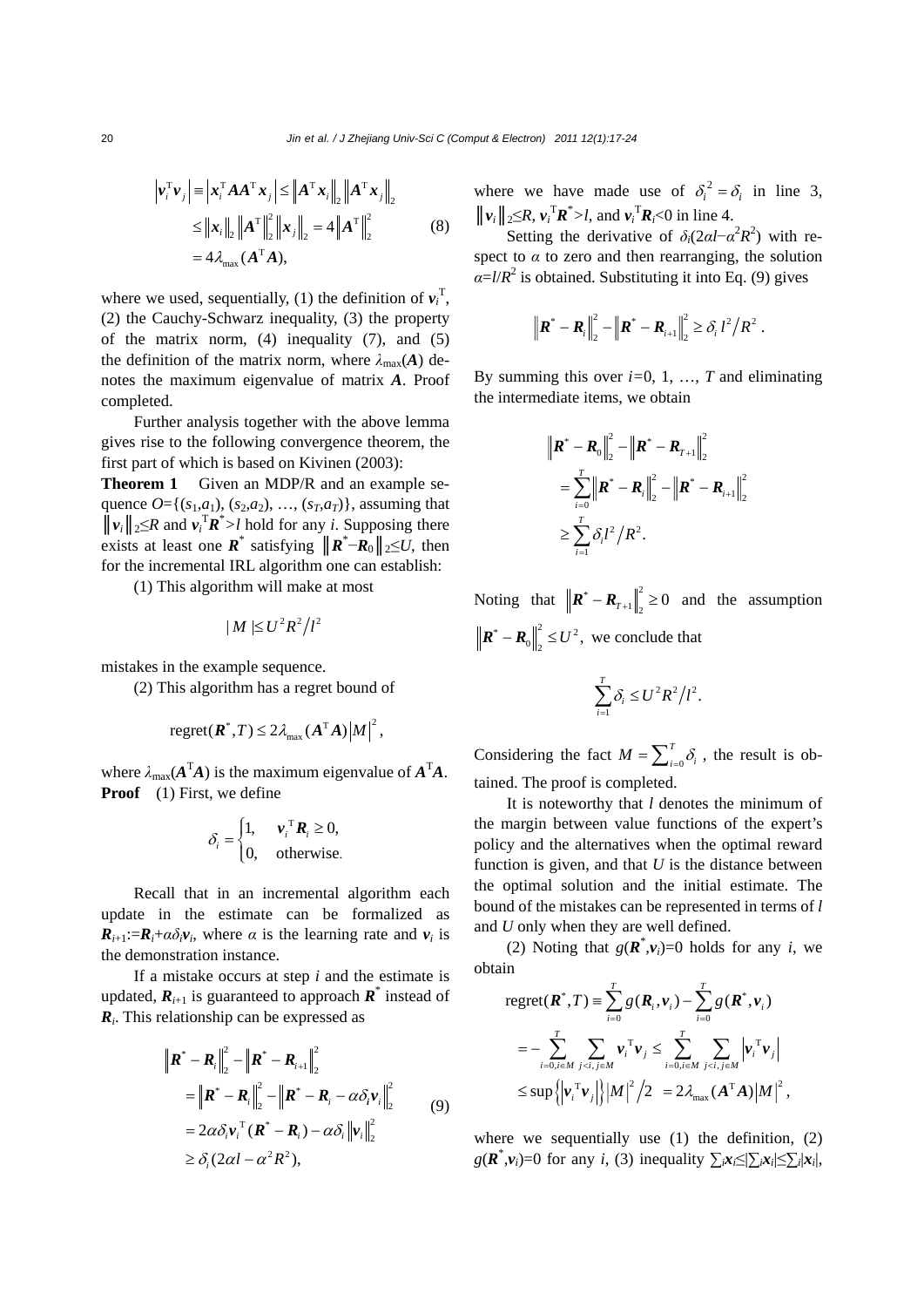$$\begin{aligned}\left|\boldsymbol{v}_i^{\mathrm{T}}\boldsymbol{v}_j\right| &\equiv \left|\boldsymbol{x}_i^{\mathrm{T}}\boldsymbol{A}\boldsymbol{A}^{\mathrm{T}}\boldsymbol{x}_j\right| \le \left\|\boldsymbol{A}^{\mathrm{T}}\boldsymbol{x}_i\right\|_2 \left\|\boldsymbol{A}^{\mathrm{T}}\boldsymbol{x}_j\right\|_2 \\ &\le \left\|\boldsymbol{x}_i\right\|_2 \left\|\boldsymbol{A}^{\mathrm{T}}\right\|_2^2 \left\|\boldsymbol{x}_j\right\|_2 = 4\left\|\boldsymbol{A}^{\mathrm{T}}\right\|_2^2 \\ &= 4\lambda_{\max}(\boldsymbol{A}^{\mathrm{T}}\boldsymbol{A}),\end{aligned} \tag{8}$$

where we used, sequentially, (1) the definition of $\boldsymbol{v}_i^{\mathrm{T}}$, (2) the Cauchy-Schwarz inequality, (3) the property of the matrix norm, (4) inequality (7), and (5) the definition of the matrix norm, where $\lambda_{\max}(\boldsymbol{A})$ denotes the maximum eigenvalue of matrix $\boldsymbol{A}$. Proof completed.

Further analysis together with the above lemma gives rise to the following convergence theorem, the first part of which is based on Kivinen (2003):

**Theorem 1** Given an MDP/R and an example sequence $O=\{(s_1,a_1), (s_2,a_2), \ldots, (s_T,a_T)\}$, assuming that $\|\boldsymbol{v}_i\|_2 \le R$ and $\boldsymbol{v}_i^{\mathrm{T}}\boldsymbol{R}^* > l$ hold for any $i$. Supposing there exists at least one $\boldsymbol{R}^*$ satisfying $\|\boldsymbol{R}^*-\boldsymbol{R}_0\|_2 \le U$, then for the incremental IRL algorithm one can establish:

(1) This algorithm will make at most

$$|M| \le U^2R^2/l^2$$

mistakes in the example sequence.

(2) This algorithm has a regret bound of

$$\mathrm{regret}(\boldsymbol{R}^*,T) \le 2\lambda_{\max}(\boldsymbol{A}^{\mathrm{T}}\boldsymbol{A})|M|^2,$$

where $\lambda_{\max}(\boldsymbol{A}^{\mathrm{T}}\boldsymbol{A})$ is the maximum eigenvalue of $\boldsymbol{A}^{\mathrm{T}}\boldsymbol{A}$.

**Proof** (1) First, we define

$$\delta_i = \begin{cases} 1, & \boldsymbol{v}_i^{\mathrm{T}}\boldsymbol{R}_i \ge 0, \\ 0, & \text{otherwise}. \end{cases}$$

Recall that in an incremental algorithm each update in the estimate can be formalized as $\boldsymbol{R}_{i+1} := \boldsymbol{R}_i + \alpha\delta_i\boldsymbol{v}_i$, where $\alpha$ is the learning rate and $\boldsymbol{v}_i$ is the demonstration instance.

If a mistake occurs at step $i$ and the estimate is updated, $\boldsymbol{R}_{i+1}$ is guaranteed to approach $\boldsymbol{R}^*$ instead of $\boldsymbol{R}_i$. This relationship can be expressed as

$$\begin{aligned}&\left\|\boldsymbol{R}^*-\boldsymbol{R}_i\right\|_2^2 - \left\|\boldsymbol{R}^*-\boldsymbol{R}_{i+1}\right\|_2^2 \\ &= \left\|\boldsymbol{R}^*-\boldsymbol{R}_i\right\|_2^2 - \left\|\boldsymbol{R}^*-\boldsymbol{R}_i-\alpha\delta_i\boldsymbol{v}_i\right\|_2^2 \\ &= 2\alpha\delta_i\boldsymbol{v}_i^{\mathrm{T}}(\boldsymbol{R}^*-\boldsymbol{R}_i) - \alpha\delta_i\left\|\boldsymbol{v}_i\right\|_2^2 \\ &\ge \delta_i(2\alpha l - \alpha^2R^2),\end{aligned} \tag{9}$$

where we have made use of $\delta_i^2=\delta_i$ in line 3, $\|\boldsymbol{v}_i\|_2 \le R$, $\boldsymbol{v}_i^{\mathrm{T}}\boldsymbol{R}^* > l$, and $\boldsymbol{v}_i^{\mathrm{T}}\boldsymbol{R}_i < 0$ in line 4.

Setting the derivative of $\delta_i(2\alpha l-\alpha^2R^2)$ with respect to $\alpha$ to zero and then rearranging, the solution $\alpha=l/R^2$ is obtained. Substituting it into Eq. (9) gives

$$\left\|\boldsymbol{R}^*-\boldsymbol{R}_i\right\|_2^2 - \left\|\boldsymbol{R}^*-\boldsymbol{R}_{i+1}\right\|_2^2 \ge \delta_i\, l^2/R^2.$$

By summing this over $i=0, 1, \ldots, T$ and eliminating the intermediate items, we obtain

$$\begin{aligned}&\left\|\boldsymbol{R}^*-\boldsymbol{R}_0\right\|_2^2 - \left\|\boldsymbol{R}^*-\boldsymbol{R}_{T+1}\right\|_2^2 \\ &= \sum_{i=0}^{T}\left\|\boldsymbol{R}^*-\boldsymbol{R}_i\right\|_2^2 - \left\|\boldsymbol{R}^*-\boldsymbol{R}_{i+1}\right\|_2^2 \\ &\ge \sum_{i=1}^{T}\delta_i l^2/R^2.\end{aligned}$$

Noting that $\left\|\boldsymbol{R}^*-\boldsymbol{R}_{T+1}\right\|_2^2 \ge 0$ and the assumption $\left\|\boldsymbol{R}^*-\boldsymbol{R}_0\right\|_2^2 \le U^2$, we conclude that

$$\sum_{i=1}^{T}\delta_i \le U^2R^2/l^2.$$

Considering the fact $M=\sum_{i=0}^{T}\delta_i$, the result is obtained. The proof is completed.

It is noteworthy that $l$ denotes the minimum of the margin between value functions of the expert's policy and the alternatives when the optimal reward function is given, and that $U$ is the distance between the optimal solution and the initial estimate. The bound of the mistakes can be represented in terms of $l$ and $U$ only when they are well defined.

(2) Noting that $g(\boldsymbol{R}^*,\boldsymbol{v}_i)=0$ holds for any $i$, we obtain

$$\begin{aligned}\mathrm{regret}(\boldsymbol{R}^*,T) &\equiv \sum_{i=0}^{T}g(\boldsymbol{R}_i,\boldsymbol{v}_i) - \sum_{i=0}^{T}g(\boldsymbol{R}^*,\boldsymbol{v}_i) \\ &= -\sum_{i=0,i\in M}^{T}\sum_{j<i,j\in M}\boldsymbol{v}_i^{\mathrm{T}}\boldsymbol{v}_j \le \sum_{i=0,i\in M}^{T}\sum_{j<i,j\in M}\left|\boldsymbol{v}_i^{\mathrm{T}}\boldsymbol{v}_j\right| \\ &\le \sup\left\{\left|\boldsymbol{v}_i^{\mathrm{T}}\boldsymbol{v}_j\right|\right\}|M|^2/2 = 2\lambda_{\max}(\boldsymbol{A}^{\mathrm{T}}\boldsymbol{A})|M|^2,\end{aligned}$$

where we sequentially use (1) the definition, (2) $g(\boldsymbol{R}^*,\boldsymbol{v}_i)=0$ for any $i$, (3) inequality $\sum_i x_i \le |\sum_i x_i| \le \sum_i |x_i|$,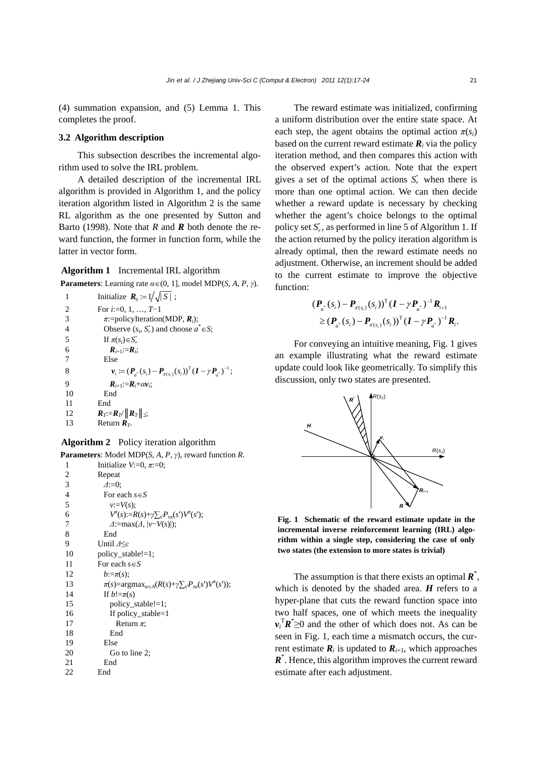(4) summation expansion, and (5) Lemma 1. This completes the proof.

### 3.2 Algorithm description

This subsection describes the incremental algorithm used to solve the IRL problem.

A detailed description of the incremental IRL algorithm is provided in Algorithm 1, and the policy iteration algorithm listed in Algorithm 2 is the same RL algorithm as the one presented by Sutton and Barto (1998). Note that $R$ and $\boldsymbol{R}$ both denote the reward function, the former in function form, while the latter in vector form.

**Algorithm 1** Incremental IRL algorithm

**Parameters**: Learning rate $\alpha\in(0, 1]$, model MDP($S$, $A$, $P$, $\gamma$).

```
1    Initialize R_0 := 1/√|S| ;
2    For i:=0, 1, …, T−1
3      π:=policyIteration(MDP, R_i);
4      Observe (s_i, S_a^*) and choose a^* ∈ S;
5      If π(s_i) ∈ S_a^*
6        R_{i+1} := R_i;
7      Else
8        v_i := (P_{a^*}(s_i) − P_{π(s_i)}(s_i))^T (I − γP_{a^*})^{-1};
9        R_{i+1} := R_i + αv_i;
10     End
11   End
12   R_T := R_T / ||R_T||_2;
13   Return R_T.
```

**Algorithm 2** Policy iteration algorithm

**Parameters**: Model MDP($S$, $A$, $P$, $\gamma$), reward function $R$.

```
1    Initialize V:=0, π:=0;
2    Repeat
3      Δ:=0;
4      For each s∈S
5        v:=V(s);
6        V^π(s):=R(s)+γ∑_{s'} P_{sπ}(s')V^π(s');
7        Δ:=max(Δ, |v−V(s)|);
8      End
9    Until Δ≤ε
10   policy_stable!=1;
11   For each s∈S
12     b:=π(s);
13     π(s)=argmax_{a∈A}(R(s)+γ∑_{s'} P_{sa}(s')V^π(s'));
14     If b!=π(s)
15       policy_stable!=1;
16     If policy_stable=1
17       Return π;
18     End
19   Else
20     Go to line 2;
21   End
22   End
```

The reward estimate was initialized, confirming a uniform distribution over the entire state space. At each step, the agent obtains the optimal action $\pi(s_i)$ based on the current reward estimate $\boldsymbol{R}_i$ via the policy iteration method, and then compares this action with the observed expert's action. Note that the expert gives a set of the optimal actions $S_a^*$ when there is more than one optimal action. We can then decide whether a reward update is necessary by checking whether the agent's choice belongs to the optimal policy set $S_a^*$, as performed in line 5 of Algorithm 1. If the action returned by the policy iteration algorithm is already optimal, then the reward estimate needs no adjustment. Otherwise, an increment should be added to the current estimate to improve the objective function:

$$
\begin{aligned}
&(\boldsymbol{P}_{a^*}(s_i) - \boldsymbol{P}_{\pi(s_i)}(s_i))^{\mathrm{T}}(\boldsymbol{I} - \gamma \boldsymbol{P}_{a^*})^{-1}\boldsymbol{R}_{i+1} \\
&\geq (\boldsymbol{P}_{a^*}(s_i) - \boldsymbol{P}_{\pi(s_i)}(s_i))^{\mathrm{T}}(\boldsymbol{I} - \gamma \boldsymbol{P}_{a^*})^{-1}\boldsymbol{R}_{i}.
\end{aligned}
$$

For conveying an intuitive meaning, Fig. 1 gives an example illustrating what the reward estimate update could look like geometrically. To simplify this discussion, only two states are presented.

R*
R(s2)
H
vi
R(s1)
Ri+1
R

**Fig. 1 Schematic of the reward estimate update in the incremental inverse reinforcement learning (IRL) algorithm within a single step, considering the case of only two states (the extension to more states is trivial)**

The assumption is that there exists an optimal $\boldsymbol{R}^*$, which is denoted by the shaded area. $\boldsymbol{H}$ refers to a hyper-plane that cuts the reward function space into two half spaces, one of which meets the inequality $\boldsymbol{v}_i^{\mathrm{T}}\boldsymbol{R}^*\geq 0$ and the other of which does not. As can be seen in Fig. 1, each time a mismatch occurs, the current estimate $\boldsymbol{R}_i$ is updated to $\boldsymbol{R}_{i+1}$, which approaches $\boldsymbol{R}^*$. Hence, this algorithm improves the current reward estimate after each adjustment.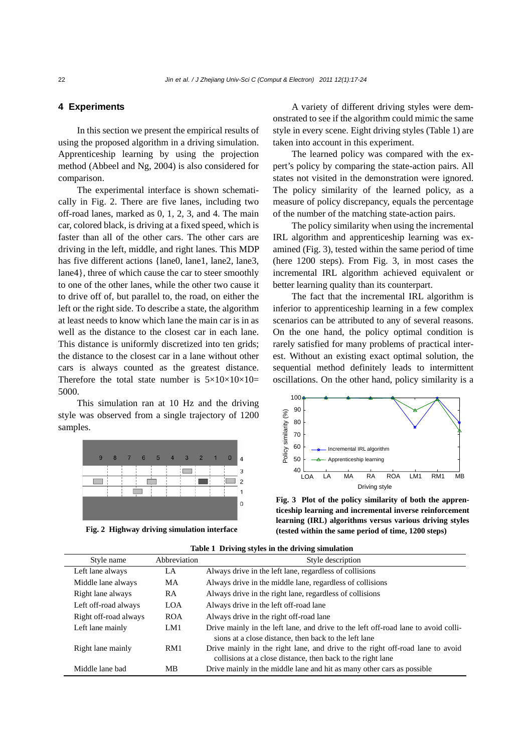## 4 Experiments

In this section we present the empirical results of using the proposed algorithm in a driving simulation. Apprenticeship learning by using the projection method (Abbeel and Ng, 2004) is also considered for comparison.

The experimental interface is shown schematically in Fig. 2. There are five lanes, including two off-road lanes, marked as 0, 1, 2, 3, and 4. The main car, colored black, is driving at a fixed speed, which is faster than all of the other cars. The other cars are driving in the left, middle, and right lanes. This MDP has five different actions {lane0, lane1, lane2, lane3, lane4}, three of which cause the car to steer smoothly to one of the other lanes, while the other two cause it to drive off of, but parallel to, the road, on either the left or the right side. To describe a state, the algorithm at least needs to know which lane the main car is in as well as the distance to the closest car in each lane. This distance is uniformly discretized into ten grids; the distance to the closest car in a lane without other cars is always counted as the greatest distance. Therefore the total state number is $5\times10\times10\times10=5000$.

This simulation ran at 10 Hz and the driving style was observed from a single trajectory of 1200 samples.

9 8 7 6 5 4 3 2 1 0
4
3
2
1
0

Fig. 2 Highway driving simulation interface

A variety of different driving styles were demonstrated to see if the algorithm could mimic the same style in every scene. Eight driving styles (Table 1) are taken into account in this experiment.

The learned policy was compared with the expert's policy by comparing the state-action pairs. All states not visited in the demonstration were ignored. The policy similarity of the learned policy, as a measure of policy discrepancy, equals the percentage of the number of the matching state-action pairs.

The policy similarity when using the incremental IRL algorithm and apprenticeship learning was examined (Fig. 3), tested within the same period of time (here 1200 steps). From Fig. 3, in most cases the incremental IRL algorithm achieved equivalent or better learning quality than its counterpart.

The fact that the incremental IRL algorithm is inferior to apprenticeship learning in a few complex scenarios can be attributed to any of several reasons. On the one hand, the policy optimal condition is rarely satisfied for many problems of practical interest. Without an existing exact optimal solution, the sequential method definitely leads to intermittent oscillations. On the other hand, policy similarity is a

Policy similarity (%)
100
90
80
70
60
50
40
LOA LA MA RA ROA LM1 RM1 MB
Driving style
Incremental IRL algorithm
Apprenticeship learning

Fig. 3 Plot of the policy similarity of both the apprenticeship learning and incremental inverse reinforcement learning (IRL) algorithms versus various driving styles (tested within the same period of time, 1200 steps)

Table 1 Driving styles in the driving simulation

| Style name | Abbreviation | Style description |
|---|---|---|
| Left lane always | LA | Always drive in the left lane, regardless of collisions |
| Middle lane always | MA | Always drive in the middle lane, regardless of collisions |
| Right lane always | RA | Always drive in the right lane, regardless of collisions |
| Left off-road always | LOA | Always drive in the left off-road lane |
| Right off-road always | ROA | Always drive in the right off-road lane |
| Left lane mainly | LM1 | Drive mainly in the left lane, and drive to the left off-road lane to avoid collisions at a close distance, then back to the left lane |
| Right lane mainly | RM1 | Drive mainly in the right lane, and drive to the right off-road lane to avoid collisions at a close distance, then back to the right lane |
| Middle lane bad | MB | Drive mainly in the middle lane and hit as many other cars as possible |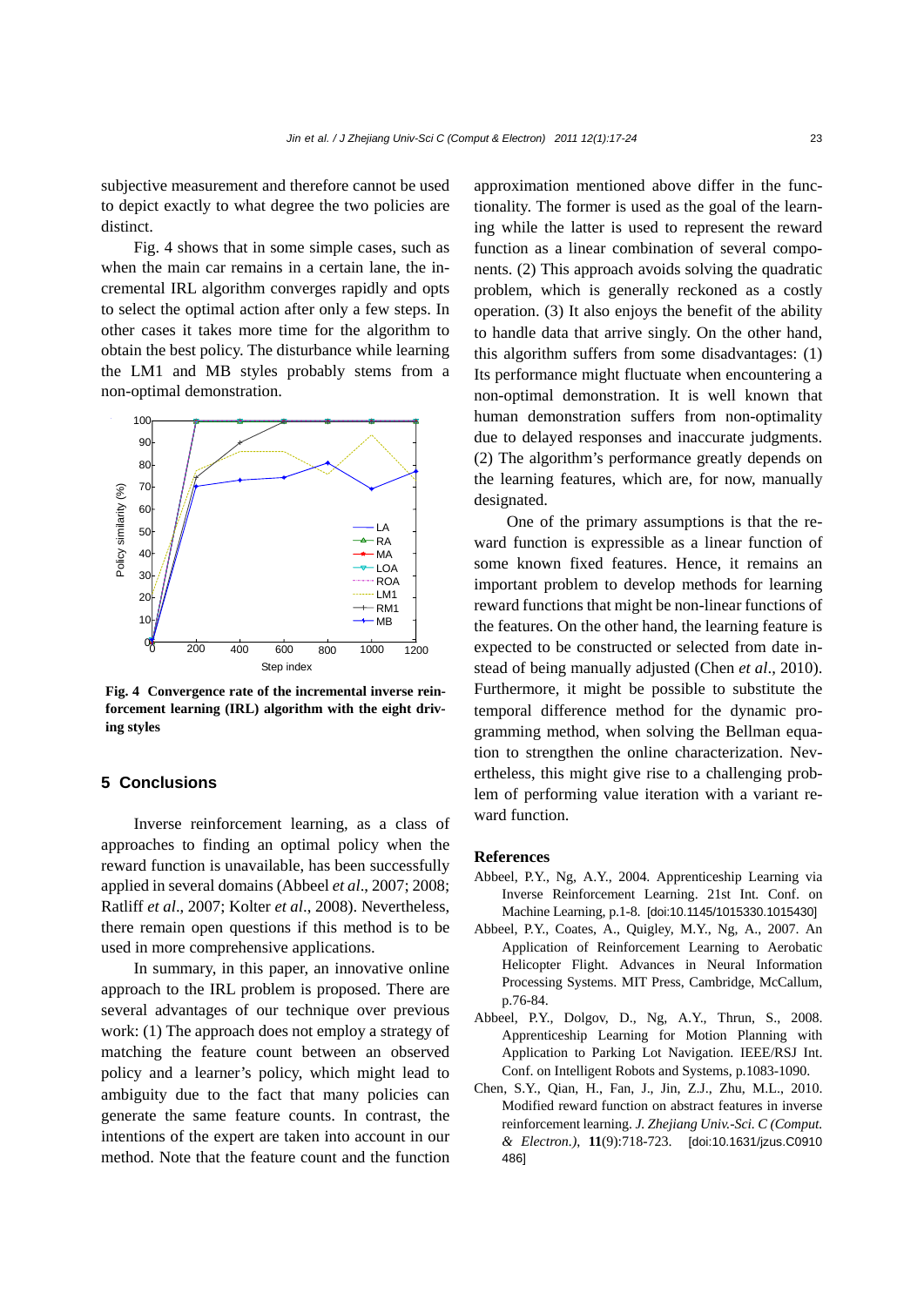subjective measurement and therefore cannot be used to depict exactly to what degree the two policies are distinct.

Fig. 4 shows that in some simple cases, such as when the main car remains in a certain lane, the incremental IRL algorithm converges rapidly and opts to select the optimal action after only a few steps. In other cases it takes more time for the algorithm to obtain the best policy. The disturbance while learning the LM1 and MB styles probably stems from a non-optimal demonstration.

Policy similarity (%)
100
90
80
70
60
50
40
30
20
10
0
0
200
400
600
800
1000
1200
Step index
LA
RA
MA
LOA
ROA
LM1
RM1
MB

**Fig. 4 Convergence rate of the incremental inverse reinforcement learning (IRL) algorithm with the eight driving styles**

## 5 Conclusions

Inverse reinforcement learning, as a class of approaches to finding an optimal policy when the reward function is unavailable, has been successfully applied in several domains (Abbeel *et al*., 2007; 2008; Ratliff *et al*., 2007; Kolter *et al*., 2008). Nevertheless, there remain open questions if this method is to be used in more comprehensive applications.

In summary, in this paper, an innovative online approach to the IRL problem is proposed. There are several advantages of our technique over previous work: (1) The approach does not employ a strategy of matching the feature count between an observed policy and a learner's policy, which might lead to ambiguity due to the fact that many policies can generate the same feature counts. In contrast, the intentions of the expert are taken into account in our method. Note that the feature count and the function approximation mentioned above differ in the functionality. The former is used as the goal of the learning while the latter is used to represent the reward function as a linear combination of several components. (2) This approach avoids solving the quadratic problem, which is generally reckoned as a costly operation. (3) It also enjoys the benefit of the ability to handle data that arrive singly. On the other hand, this algorithm suffers from some disadvantages: (1) Its performance might fluctuate when encountering a non-optimal demonstration. It is well known that human demonstration suffers from non-optimality due to delayed responses and inaccurate judgments. (2) The algorithm's performance greatly depends on the learning features, which are, for now, manually designated.

One of the primary assumptions is that the reward function is expressible as a linear function of some known fixed features. Hence, it remains an important problem to develop methods for learning reward functions that might be non-linear functions of the features. On the other hand, the learning feature is expected to be constructed or selected from date instead of being manually adjusted (Chen *et al*., 2010). Furthermore, it might be possible to substitute the temporal difference method for the dynamic programming method, when solving the Bellman equation to strengthen the online characterization. Nevertheless, this might give rise to a challenging problem of performing value iteration with a variant reward function.

## References

Abbeel, P.Y., Ng, A.Y., 2004. Apprenticeship Learning via Inverse Reinforcement Learning. 21st Int. Conf. on Machine Learning, p.1-8. [doi:10.1145/1015330.1015430]

Abbeel, P.Y., Coates, A., Quigley, M.Y., Ng, A., 2007. An Application of Reinforcement Learning to Aerobatic Helicopter Flight. Advances in Neural Information Processing Systems. MIT Press, Cambridge, McCallum, p.76-84.

Abbeel, P.Y., Dolgov, D., Ng, A.Y., Thrun, S., 2008. Apprenticeship Learning for Motion Planning with Application to Parking Lot Navigation. IEEE/RSJ Int. Conf. on Intelligent Robots and Systems, p.1083-1090.

Chen, S.Y., Qian, H., Fan, J., Jin, Z.J., Zhu, M.L., 2010. Modified reward function on abstract features in inverse reinforcement learning. *J. Zhejiang Univ.-Sci. C (Comput. & Electron.)*, **11**(9):718-723. [doi:10.1631/jzus.C0910486]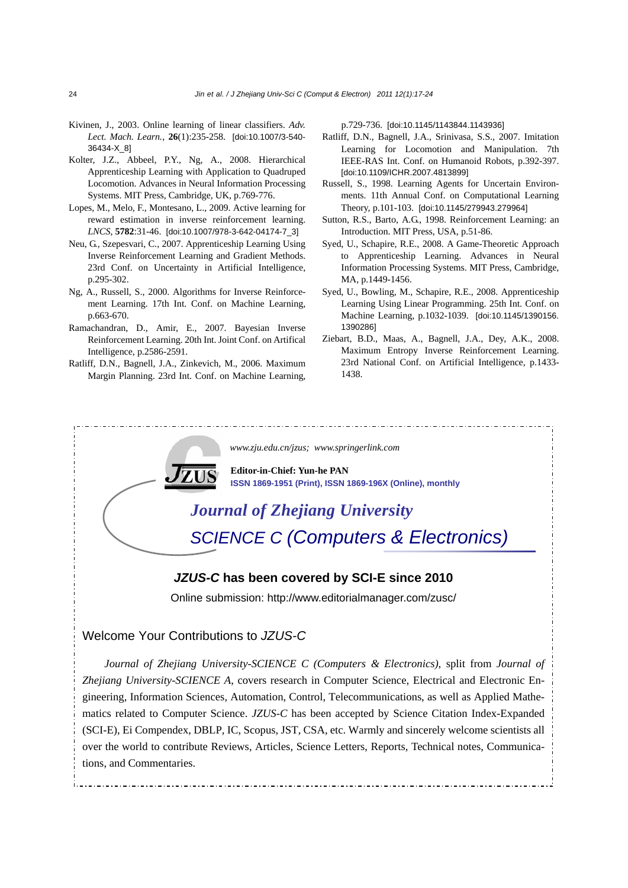Kivinen, J., 2003. Online learning of linear classifiers. *Adv. Lect. Mach. Learn.*, **26**(1):235-258. [doi:10.1007/3-540-36434-X_8]

Kolter, J.Z., Abbeel, P.Y., Ng, A., 2008. Hierarchical Apprenticeship Learning with Application to Quadruped Locomotion. Advances in Neural Information Processing Systems. MIT Press, Cambridge, UK, p.769-776.

Lopes, M., Melo, F., Montesano, L., 2009. Active learning for reward estimation in inverse reinforcement learning. *LNCS*, **5782**:31-46. [doi:10.1007/978-3-642-04174-7_3]

Neu, G., Szepesvari, C., 2007. Apprenticeship Learning Using Inverse Reinforcement Learning and Gradient Methods. 23rd Conf. on Uncertainty in Artificial Intelligence, p.295-302.

Ng, A., Russell, S., 2000. Algorithms for Inverse Reinforcement Learning. 17th Int. Conf. on Machine Learning, p.663-670.

Ramachandran, D., Amir, E., 2007. Bayesian Inverse Reinforcement Learning. 20th Int. Joint Conf. on Artifical Intelligence, p.2586-2591.

Ratliff, D.N., Bagnell, J.A., Zinkevich, M., 2006. Maximum Margin Planning. 23rd Int. Conf. on Machine Learning, p.729-736. [doi:10.1145/1143844.1143936]

Ratliff, D.N., Bagnell, J.A., Srinivasa, S.S., 2007. Imitation Learning for Locomotion and Manipulation. 7th IEEE-RAS Int. Conf. on Humanoid Robots, p.392-397. [doi:10.1109/ICHR.2007.4813899]

Russell, S., 1998. Learning Agents for Uncertain Environments. 11th Annual Conf. on Computational Learning Theory, p.101-103. [doi:10.1145/279943.279964]

Sutton, R.S., Barto, A.G., 1998. Reinforcement Learning: an Introduction. MIT Press, USA, p.51-86.

Syed, U., Schapire, R.E., 2008. A Game-Theoretic Approach to Apprenticeship Learning. Advances in Neural Information Processing Systems. MIT Press, Cambridge, MA, p.1449-1456.

Syed, U., Bowling, M., Schapire, R.E., 2008. Apprenticeship Learning Using Linear Programming. 25th Int. Conf. on Machine Learning, p.1032-1039. [doi:10.1145/1390156.1390286]

Ziebart, B.D., Maas, A., Bagnell, J.A., Dey, A.K., 2008. Maximum Entropy Inverse Reinforcement Learning. 23rd National Conf. on Artificial Intelligence, p.1433-1438.

---

*www.zju.edu.cn/jzus; www.springerlink.com*

**Editor-in-Chief: Yun-he PAN**
**ISSN 1869-1951 (Print), ISSN 1869-196X (Online), monthly**

## *Journal of Zhejiang University SCIENCE C (Computers & Electronics)*

### *JZUS-C* has been covered by SCI-E since 2010

Online submission: http://www.editorialmanager.com/zusc/

### Welcome Your Contributions to *JZUS-C*

*Journal of Zhejiang University-SCIENCE C (Computers & Electronics)*, split from *Journal of Zhejiang University-SCIENCE A*, covers research in Computer Science, Electrical and Electronic Engineering, Information Sciences, Automation, Control, Telecommunications, as well as Applied Mathematics related to Computer Science. *JZUS-C* has been accepted by Science Citation Index-Expanded (SCI-E), Ei Compendex, DBLP, IC, Scopus, JST, CSA, etc. Warmly and sincerely welcome scientists all over the world to contribute Reviews, Articles, Science Letters, Reports, Technical notes, Communications, and Commentaries.